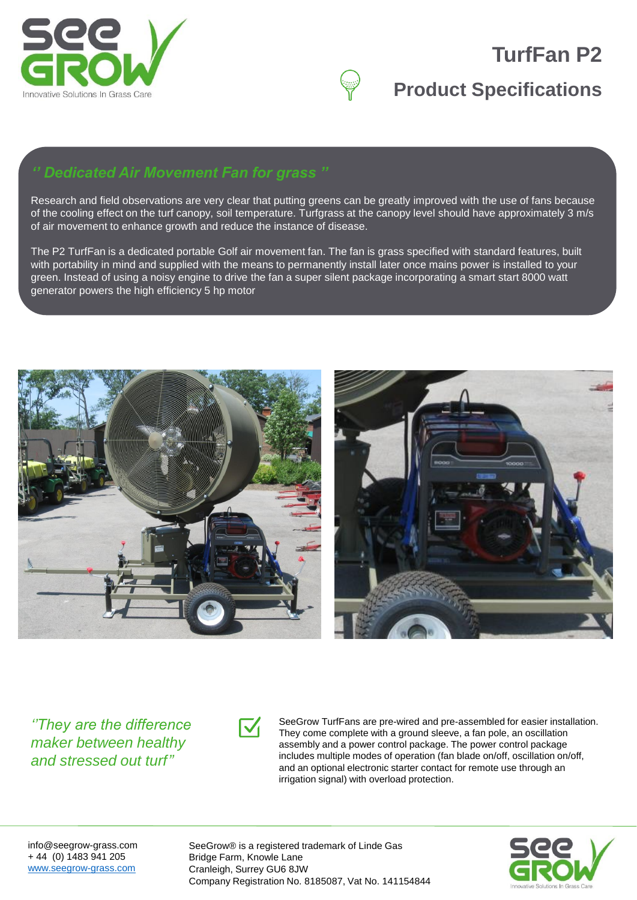# TurfFan P2

## Product Specifications

*'' Dedicated Air Movement Fan for grass ''*

Research and field observations are very clear that putting greens can be greatly improved with the use of fans because of the cooling effect on the turf canopy, soil temperature. Turfgrass at the canopy level should have approximately 3 m/s of air movement to enhance growth and reduce the instance of disease.

The P2 TurfFan is a dedicated portable Golf air movement fan. The fan is grass specified with standard features, built with portability in mind and supplied with the means to permanently install later once mains power is installed to your green. Instead of using a noisy engine to drive the fan a super silent package incorporating a smart start 8000 watt generator powers the high efficiency 5 hp motor

*''They are the difference maker between healthy and stressed out turf''*

SeeGrow TurfFans are pre-wired and pre-assembled for easier installation. They come complete with a ground sleeve, a fan pole, an oscillation assembly and a power control package. The power control package includes multiple modes of operation (fan blade on/off, oscillation on/off, and an optional electronic starter contact for remote use through an irrigation signal) with overload protection.

info@seegrow-grass.com
+ 44 (0) 1483 941 205
www.seegrow-grass.com

SeeGrow® is a registered trademark of Linde Gas
Bridge Farm, Knowle Lane
Cranleigh, Surrey GU6 8JW
Company Registration No. 8185087, Vat No. 141154844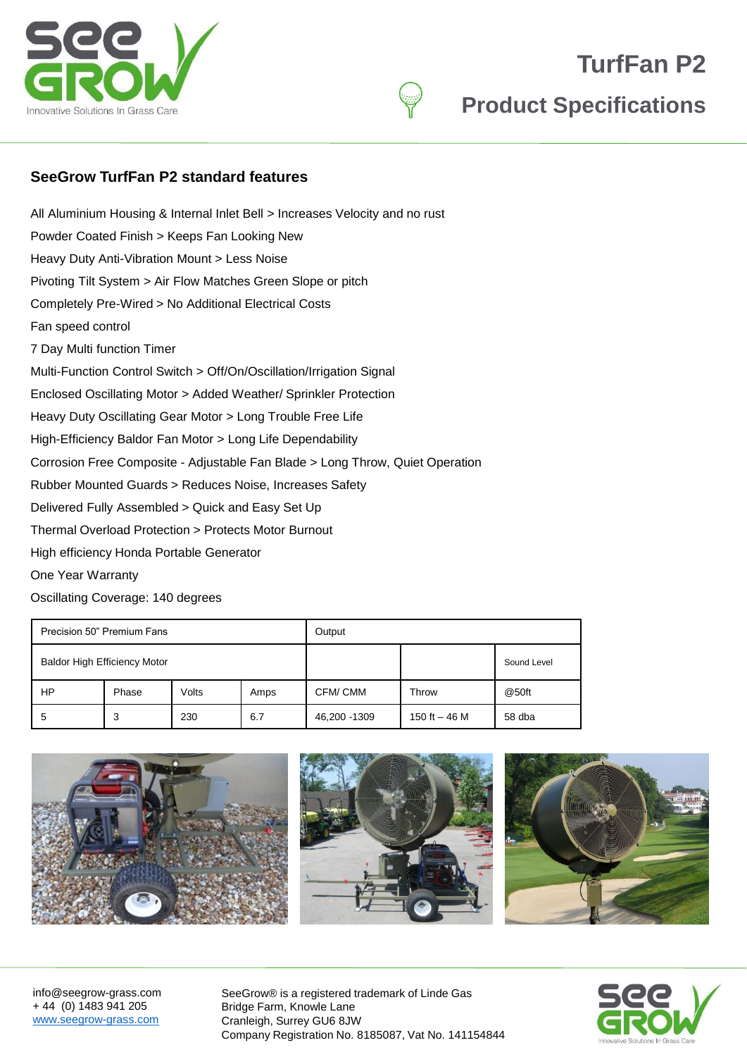# TurfFan P2

## Product Specifications

### SeeGrow TurfFan P2 standard features

All Aluminium Housing & Internal Inlet Bell > Increases Velocity and no rust
Powder Coated Finish > Keeps Fan Looking New
Heavy Duty Anti-Vibration Mount > Less Noise
Pivoting Tilt System > Air Flow Matches Green Slope or pitch
Completely Pre-Wired > No Additional Electrical Costs
Fan speed control
7 Day Multi function Timer
Multi-Function Control Switch > Off/On/Oscillation/Irrigation Signal
Enclosed Oscillating Motor > Added Weather/ Sprinkler Protection
Heavy Duty Oscillating Gear Motor > Long Trouble Free Life
High-Efficiency Baldor Fan Motor > Long Life Dependability
Corrosion Free Composite - Adjustable Fan Blade > Long Throw, Quiet Operation
Rubber Mounted Guards > Reduces Noise, Increases Safety
Delivered Fully Assembled > Quick and Easy Set Up
Thermal Overload Protection > Protects Motor Burnout
High efficiency Honda Portable Generator
One Year Warranty
Oscillating Coverage: 140 degrees

| Precision 50" Premium Fans | | | | Output | | |
|---|---|---|---|---|---|---|
| Baldor High Efficiency Motor | | | | | | Sound Level |
| HP | Phase | Volts | Amps | CFM/ CMM | Throw | @50ft |
| 5 | 3 | 230 | 6.7 | 46,200 -1309 | 150 ft – 46 M | 58 dba |

info@seegrow-grass.com
+ 44 (0) 1483 941 205
www.seegrow-grass.com

SeeGrow® is a registered trademark of Linde Gas
Bridge Farm, Knowle Lane
Cranleigh, Surrey GU6 8JW
Company Registration No. 8185087, Vat No. 141154844